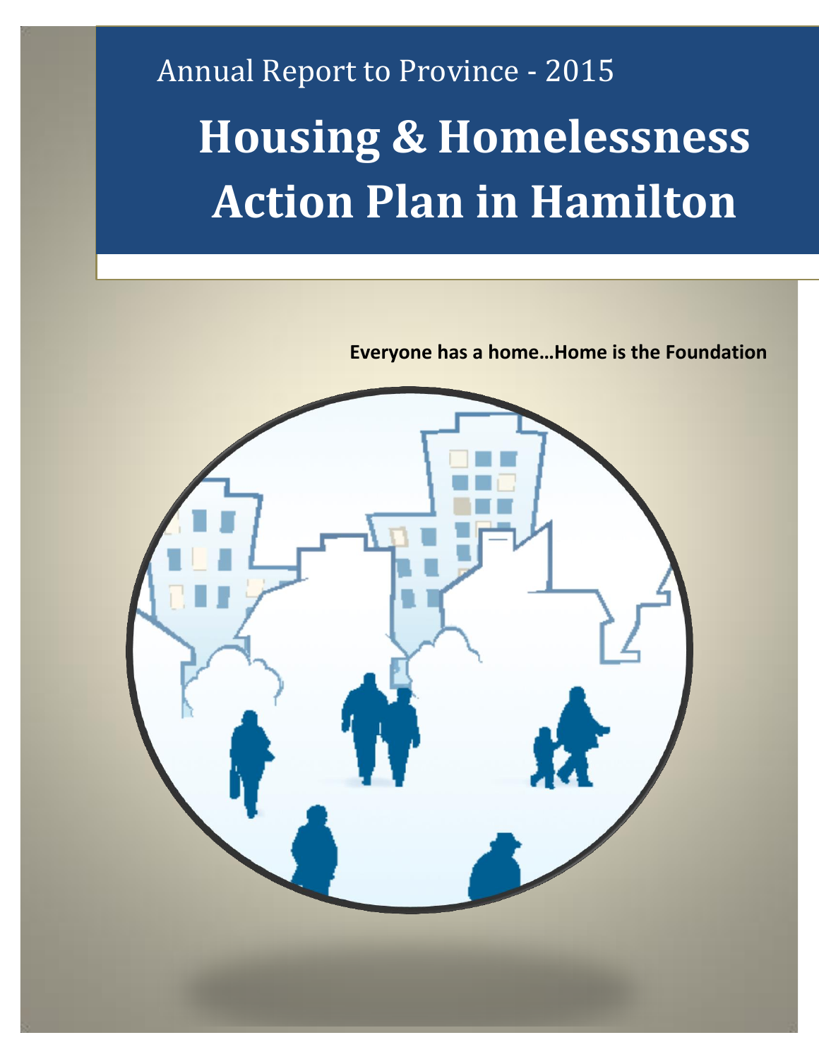Annual Report to Province - 2015

# Housing & Homelessness Action Plan in Hamilton

**Everyone has a home…Home is the Foundation**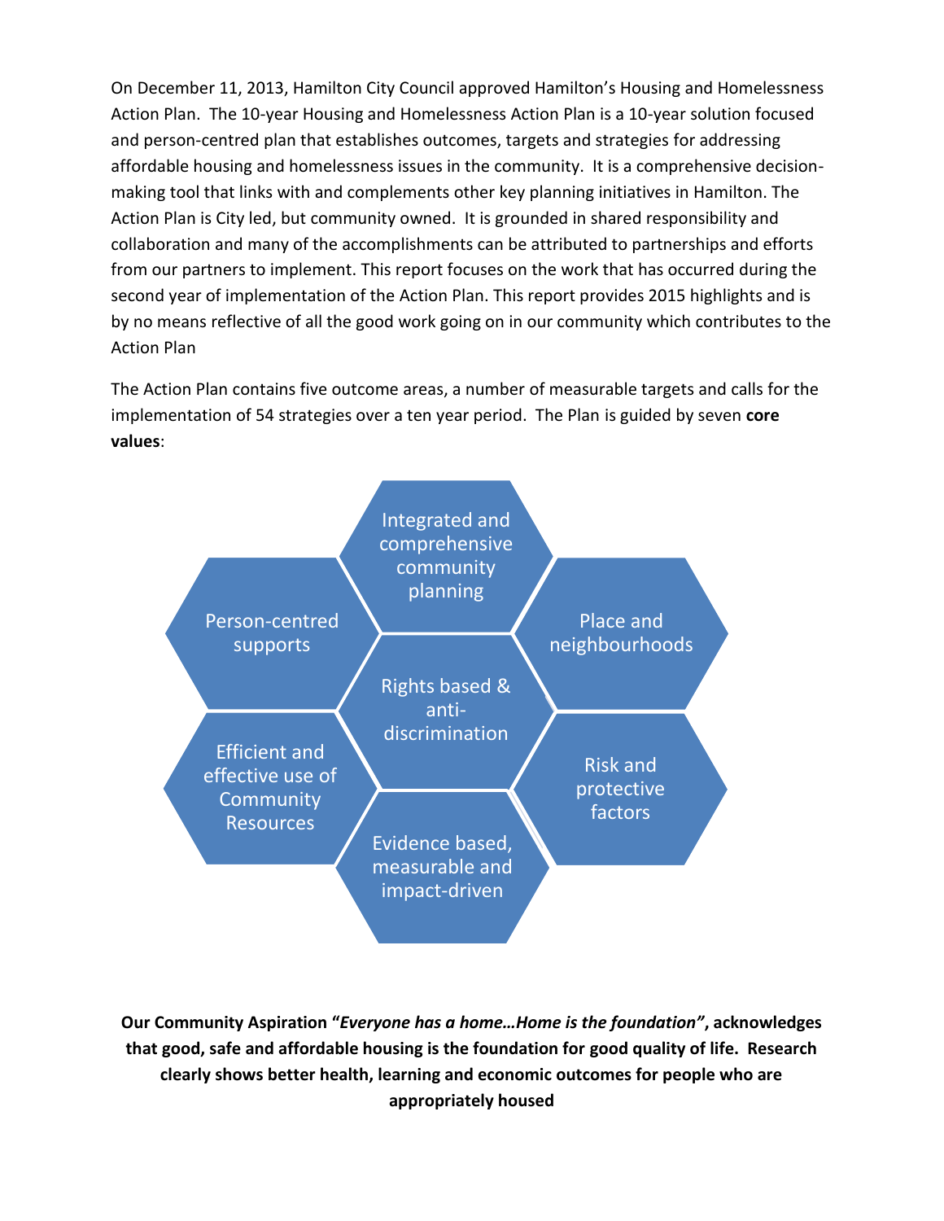On December 11, 2013, Hamilton City Council approved Hamilton's Housing and Homelessness Action Plan. The 10-year Housing and Homelessness Action Plan is a 10-year solution focused and person-centred plan that establishes outcomes, targets and strategies for addressing affordable housing and homelessness issues in the community. It is a comprehensive decision-making tool that links with and complements other key planning initiatives in Hamilton. The Action Plan is City led, but community owned. It is grounded in shared responsibility and collaboration and many of the accomplishments can be attributed to partnerships and efforts from our partners to implement. This report focuses on the work that has occurred during the second year of implementation of the Action Plan. This report provides 2015 highlights and is by no means reflective of all the good work going on in our community which contributes to the Action Plan

The Action Plan contains five outcome areas, a number of measurable targets and calls for the implementation of 54 strategies over a ten year period. The Plan is guided by seven **core values**:

- Integrated and comprehensive community planning
- Person-centred supports
- Place and neighbourhoods
- Rights based & anti-discrimination
- Efficient and effective use of Community Resources
- Risk and protective factors
- Evidence based, measurable and impact-driven

**Our Community Aspiration "*Everyone has a home…Home is the foundation*", acknowledges that good, safe and affordable housing is the foundation for good quality of life. Research clearly shows better health, learning and economic outcomes for people who are appropriately housed**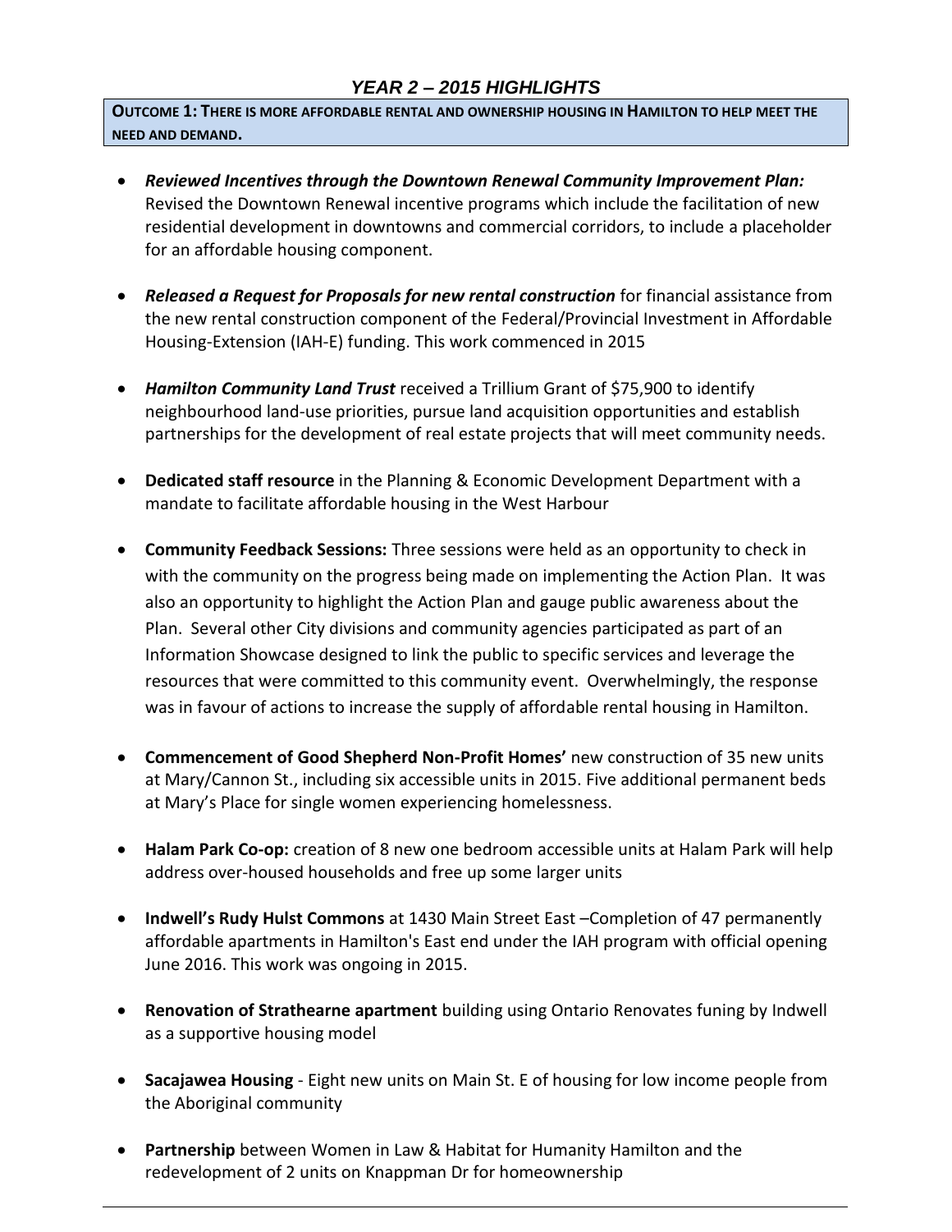## *YEAR 2 – 2015 HIGHLIGHTS*

**OUTCOME 1: THERE IS MORE AFFORDABLE RENTAL AND OWNERSHIP HOUSING IN HAMILTON TO HELP MEET THE NEED AND DEMAND.**

- ***Reviewed Incentives through the Downtown Renewal Community Improvement Plan:*** Revised the Downtown Renewal incentive programs which include the facilitation of new residential development in downtowns and commercial corridors, to include a placeholder for an affordable housing component.
- ***Released a Request for Proposals for new rental construction*** for financial assistance from the new rental construction component of the Federal/Provincial Investment in Affordable Housing-Extension (IAH-E) funding. This work commenced in 2015
- ***Hamilton Community Land Trust*** received a Trillium Grant of $75,900 to identify neighbourhood land-use priorities, pursue land acquisition opportunities and establish partnerships for the development of real estate projects that will meet community needs.
- **Dedicated staff resource** in the Planning & Economic Development Department with a mandate to facilitate affordable housing in the West Harbour
- **Community Feedback Sessions:** Three sessions were held as an opportunity to check in with the community on the progress being made on implementing the Action Plan. It was also an opportunity to highlight the Action Plan and gauge public awareness about the Plan. Several other City divisions and community agencies participated as part of an Information Showcase designed to link the public to specific services and leverage the resources that were committed to this community event. Overwhelmingly, the response was in favour of actions to increase the supply of affordable rental housing in Hamilton.
- **Commencement of Good Shepherd Non-Profit Homes'** new construction of 35 new units at Mary/Cannon St., including six accessible units in 2015. Five additional permanent beds at Mary's Place for single women experiencing homelessness.
- **Halam Park Co-op:** creation of 8 new one bedroom accessible units at Halam Park will help address over-housed households and free up some larger units
- **Indwell's Rudy Hulst Commons** at 1430 Main Street East –Completion of 47 permanently affordable apartments in Hamilton's East end under the IAH program with official opening June 2016. This work was ongoing in 2015.
- **Renovation of Strathearne apartment** building using Ontario Renovates funing by Indwell as a supportive housing model
- **Sacajawea Housing** - Eight new units on Main St. E of housing for low income people from the Aboriginal community
- **Partnership** between Women in Law & Habitat for Humanity Hamilton and the redevelopment of 2 units on Knappman Dr for homeownership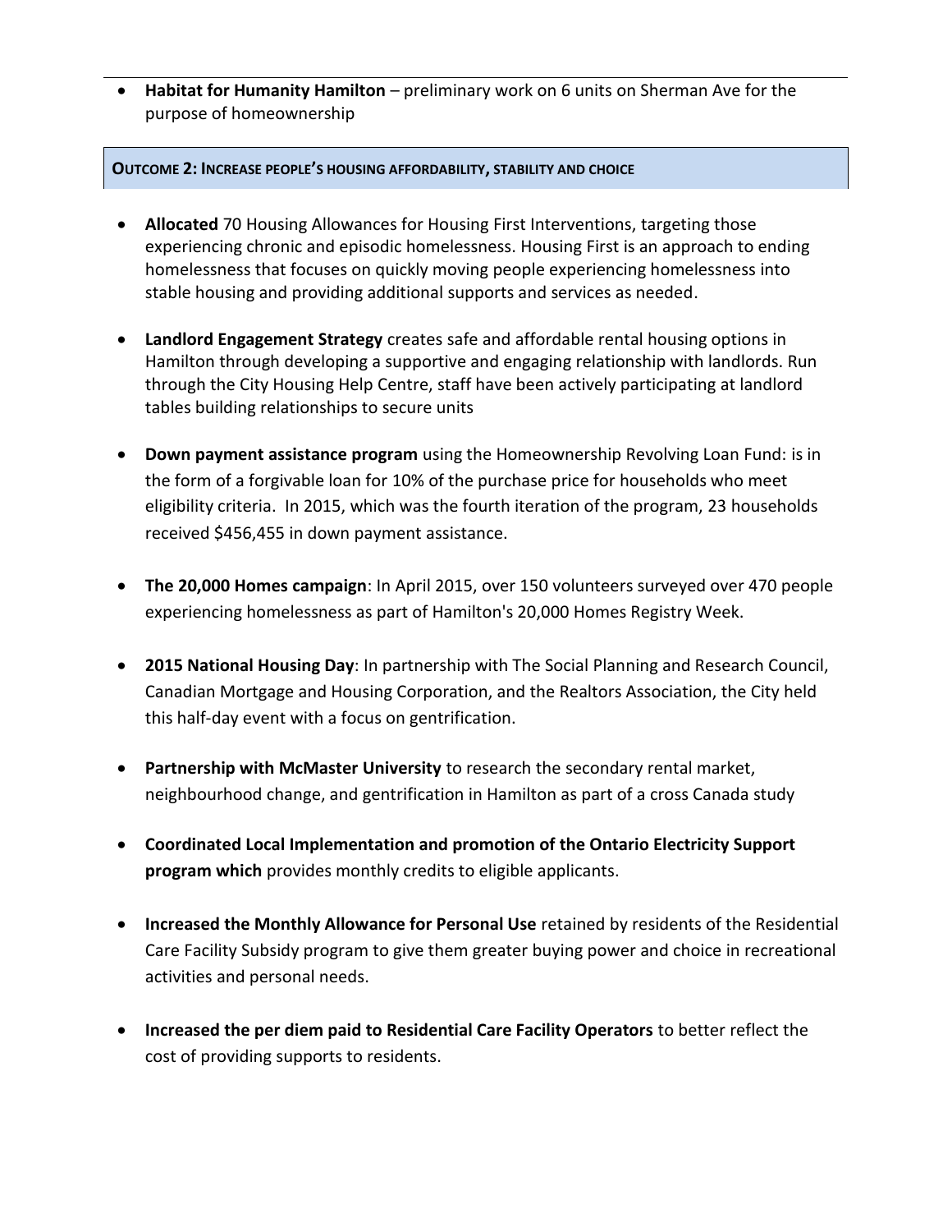- **Habitat for Humanity Hamilton** – preliminary work on 6 units on Sherman Ave for the purpose of homeownership

## OUTCOME 2: INCREASE PEOPLE'S HOUSING AFFORDABILITY, STABILITY AND CHOICE

- **Allocated** 70 Housing Allowances for Housing First Interventions, targeting those experiencing chronic and episodic homelessness. Housing First is an approach to ending homelessness that focuses on quickly moving people experiencing homelessness into stable housing and providing additional supports and services as needed.

- **Landlord Engagement Strategy** creates safe and affordable rental housing options in Hamilton through developing a supportive and engaging relationship with landlords. Run through the City Housing Help Centre, staff have been actively participating at landlord tables building relationships to secure units

- **Down payment assistance program** using the Homeownership Revolving Loan Fund: is in the form of a forgivable loan for 10% of the purchase price for households who meet eligibility criteria. In 2015, which was the fourth iteration of the program, 23 households received $456,455 in down payment assistance.

- **The 20,000 Homes campaign**: In April 2015, over 150 volunteers surveyed over 470 people experiencing homelessness as part of Hamilton's 20,000 Homes Registry Week.

- **2015 National Housing Day**: In partnership with The Social Planning and Research Council, Canadian Mortgage and Housing Corporation, and the Realtors Association, the City held this half-day event with a focus on gentrification.

- **Partnership with McMaster University** to research the secondary rental market, neighbourhood change, and gentrification in Hamilton as part of a cross Canada study

- **Coordinated Local Implementation and promotion of the Ontario Electricity Support program which** provides monthly credits to eligible applicants.

- **Increased the Monthly Allowance for Personal Use** retained by residents of the Residential Care Facility Subsidy program to give them greater buying power and choice in recreational activities and personal needs.

- **Increased the per diem paid to Residential Care Facility Operators** to better reflect the cost of providing supports to residents.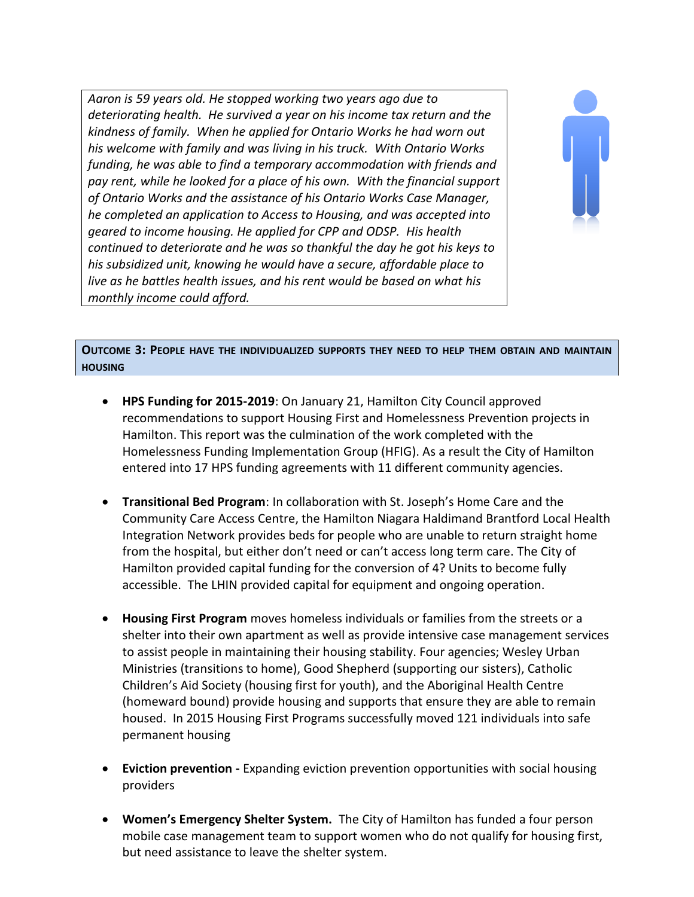*Aaron is 59 years old. He stopped working two years ago due to deteriorating health. He survived a year on his income tax return and the kindness of family. When he applied for Ontario Works he had worn out his welcome with family and was living in his truck. With Ontario Works funding, he was able to find a temporary accommodation with friends and pay rent, while he looked for a place of his own. With the financial support of Ontario Works and the assistance of his Ontario Works Case Manager, he completed an application to Access to Housing, and was accepted into geared to income housing. He applied for CPP and ODSP. His health continued to deteriorate and he was so thankful the day he got his keys to his subsidized unit, knowing he would have a secure, affordable place to live as he battles health issues, and his rent would be based on what his monthly income could afford.*

## OUTCOME 3: PEOPLE HAVE THE INDIVIDUALIZED SUPPORTS THEY NEED TO HELP THEM OBTAIN AND MAINTAIN HOUSING

- **HPS Funding for 2015-2019**: On January 21, Hamilton City Council approved recommendations to support Housing First and Homelessness Prevention projects in Hamilton. This report was the culmination of the work completed with the Homelessness Funding Implementation Group (HFIG). As a result the City of Hamilton entered into 17 HPS funding agreements with 11 different community agencies.

- **Transitional Bed Program**: In collaboration with St. Joseph's Home Care and the Community Care Access Centre, the Hamilton Niagara Haldimand Brantford Local Health Integration Network provides beds for people who are unable to return straight home from the hospital, but either don't need or can't access long term care. The City of Hamilton provided capital funding for the conversion of 4? Units to become fully accessible. The LHIN provided capital for equipment and ongoing operation.

- **Housing First Program** moves homeless individuals or families from the streets or a shelter into their own apartment as well as provide intensive case management services to assist people in maintaining their housing stability. Four agencies; Wesley Urban Ministries (transitions to home), Good Shepherd (supporting our sisters), Catholic Children's Aid Society (housing first for youth), and the Aboriginal Health Centre (homeward bound) provide housing and supports that ensure they are able to remain housed. In 2015 Housing First Programs successfully moved 121 individuals into safe permanent housing

- **Eviction prevention -** Expanding eviction prevention opportunities with social housing providers

- **Women's Emergency Shelter System.** The City of Hamilton has funded a four person mobile case management team to support women who do not qualify for housing first, but need assistance to leave the shelter system.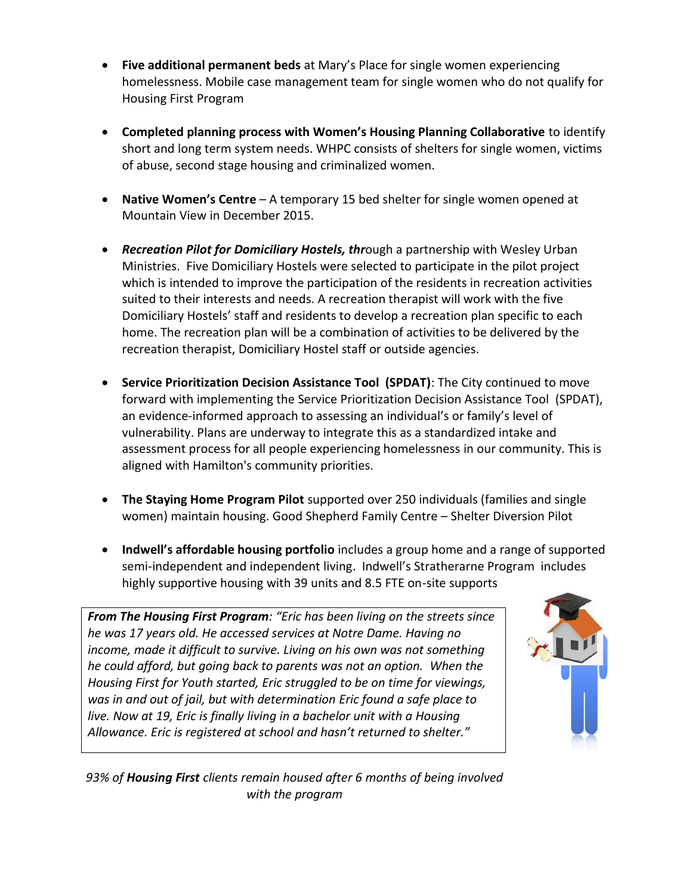- **Five additional permanent beds** at Mary's Place for single women experiencing homelessness. Mobile case management team for single women who do not qualify for Housing First Program

- **Completed planning process with Women's Housing Planning Collaborative** to identify short and long term system needs. WHPC consists of shelters for single women, victims of abuse, second stage housing and criminalized women.

- **Native Women's Centre** – A temporary 15 bed shelter for single women opened at Mountain View in December 2015.

- ***Recreation Pilot for Domiciliary Hostels, thr***ough a partnership with Wesley Urban Ministries. Five Domiciliary Hostels were selected to participate in the pilot project which is intended to improve the participation of the residents in recreation activities suited to their interests and needs. A recreation therapist will work with the five Domiciliary Hostels' staff and residents to develop a recreation plan specific to each home. The recreation plan will be a combination of activities to be delivered by the recreation therapist, Domiciliary Hostel staff or outside agencies.

- **Service Prioritization Decision Assistance Tool (SPDAT)**: The City continued to move forward with implementing the Service Prioritization Decision Assistance Tool (SPDAT), an evidence-informed approach to assessing an individual's or family's level of vulnerability. Plans are underway to integrate this as a standardized intake and assessment process for all people experiencing homelessness in our community. This is aligned with Hamilton's community priorities.

- **The Staying Home Program Pilot** supported over 250 individuals (families and single women) maintain housing. Good Shepherd Family Centre – Shelter Diversion Pilot

- **Indwell's affordable housing portfolio** includes a group home and a range of supported semi-independent and independent living. Indwell's Stratherarne Program includes highly supportive housing with 39 units and 8.5 FTE on-site supports

***From The Housing First Program**: "Eric has been living on the streets since he was 17 years old. He accessed services at Notre Dame. Having no income, made it difficult to survive. Living on his own was not something he could afford, but going back to parents was not an option. When the Housing First for Youth started, Eric struggled to be on time for viewings, was in and out of jail, but with determination Eric found a safe place to live. Now at 19, Eric is finally living in a bachelor unit with a Housing Allowance. Eric is registered at school and hasn't returned to shelter."*

*93% of **Housing First** clients remain housed after 6 months of being involved with the program*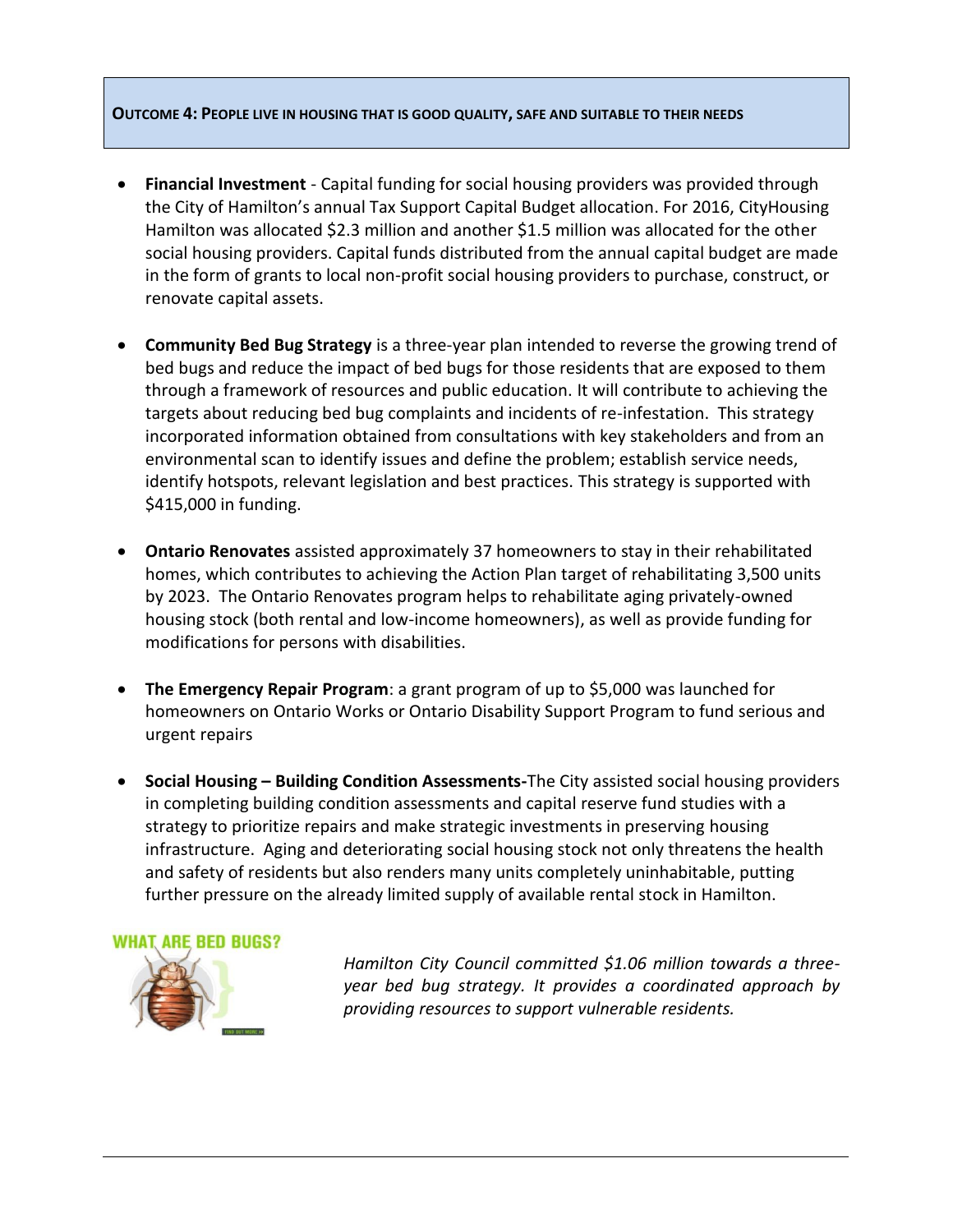**OUTCOME 4: PEOPLE LIVE IN HOUSING THAT IS GOOD QUALITY, SAFE AND SUITABLE TO THEIR NEEDS**

- **Financial Investment** - Capital funding for social housing providers was provided through the City of Hamilton's annual Tax Support Capital Budget allocation. For 2016, CityHousing Hamilton was allocated $2.3 million and another $1.5 million was allocated for the other social housing providers. Capital funds distributed from the annual capital budget are made in the form of grants to local non-profit social housing providers to purchase, construct, or renovate capital assets.

- **Community Bed Bug Strategy** is a three-year plan intended to reverse the growing trend of bed bugs and reduce the impact of bed bugs for those residents that are exposed to them through a framework of resources and public education. It will contribute to achieving the targets about reducing bed bug complaints and incidents of re-infestation. This strategy incorporated information obtained from consultations with key stakeholders and from an environmental scan to identify issues and define the problem; establish service needs, identify hotspots, relevant legislation and best practices. This strategy is supported with $415,000 in funding.

- **Ontario Renovates** assisted approximately 37 homeowners to stay in their rehabilitated homes, which contributes to achieving the Action Plan target of rehabilitating 3,500 units by 2023. The Ontario Renovates program helps to rehabilitate aging privately-owned housing stock (both rental and low-income homeowners), as well as provide funding for modifications for persons with disabilities.

- **The Emergency Repair Program**: a grant program of up to $5,000 was launched for homeowners on Ontario Works or Ontario Disability Support Program to fund serious and urgent repairs

- **Social Housing – Building Condition Assessments-**The City assisted social housing providers in completing building condition assessments and capital reserve fund studies with a strategy to prioritize repairs and make strategic investments in preserving housing infrastructure. Aging and deteriorating social housing stock not only threatens the health and safety of residents but also renders many units completely uninhabitable, putting further pressure on the already limited supply of available rental stock in Hamilton.

WHAT ARE BED BUGS?

*Hamilton City Council committed $1.06 million towards a three-year bed bug strategy. It provides a coordinated approach by providing resources to support vulnerable residents.*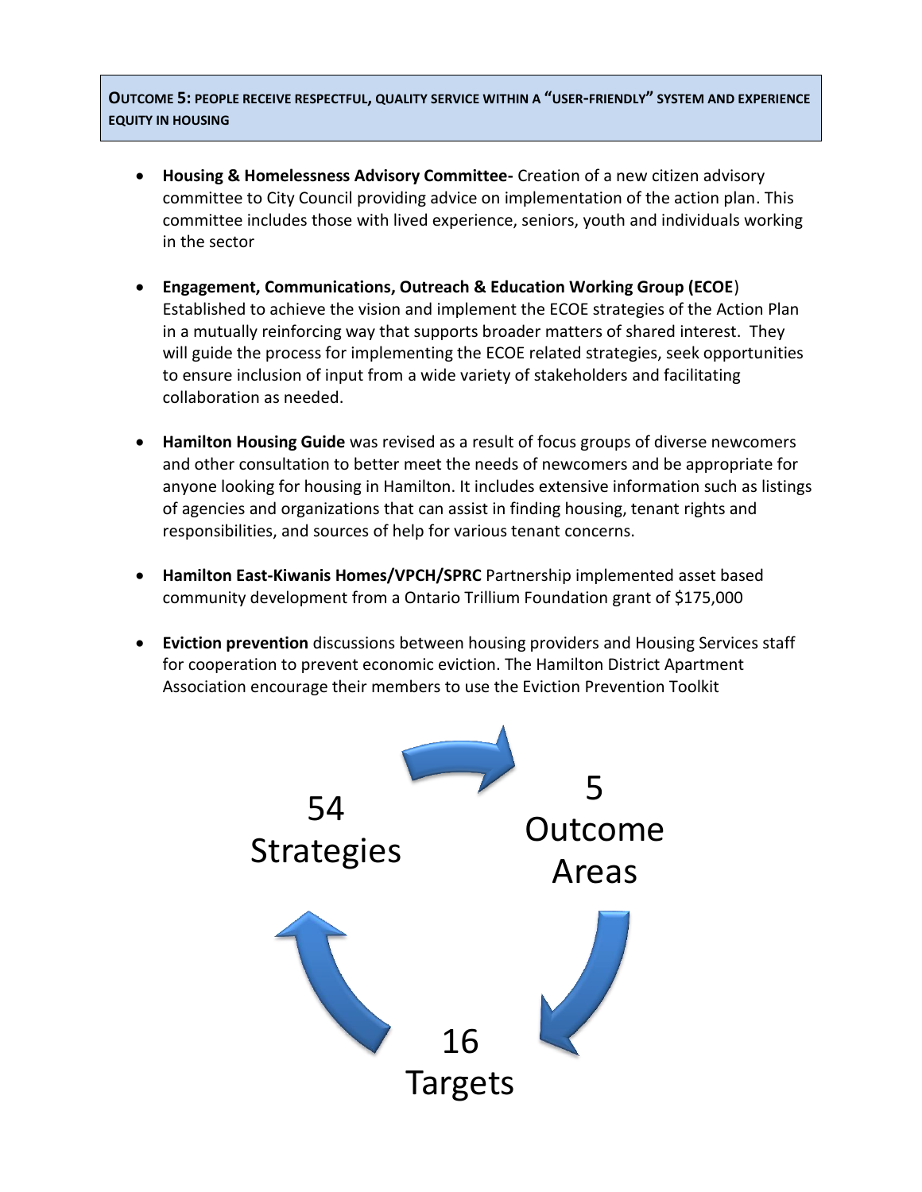**OUTCOME 5: PEOPLE RECEIVE RESPECTFUL, QUALITY SERVICE WITHIN A "USER-FRIENDLY" SYSTEM AND EXPERIENCE EQUITY IN HOUSING**

- **Housing & Homelessness Advisory Committee-** Creation of a new citizen advisory committee to City Council providing advice on implementation of the action plan. This committee includes those with lived experience, seniors, youth and individuals working in the sector
- **Engagement, Communications, Outreach & Education Working Group (ECOE**) Established to achieve the vision and implement the ECOE strategies of the Action Plan in a mutually reinforcing way that supports broader matters of shared interest. They will guide the process for implementing the ECOE related strategies, seek opportunities to ensure inclusion of input from a wide variety of stakeholders and facilitating collaboration as needed.
- **Hamilton Housing Guide** was revised as a result of focus groups of diverse newcomers and other consultation to better meet the needs of newcomers and be appropriate for anyone looking for housing in Hamilton. It includes extensive information such as listings of agencies and organizations that can assist in finding housing, tenant rights and responsibilities, and sources of help for various tenant concerns.
- **Hamilton East-Kiwanis Homes/VPCH/SPRC** Partnership implemented asset based community development from a Ontario Trillium Foundation grant of $175,000
- **Eviction prevention** discussions between housing providers and Housing Services staff for cooperation to prevent economic eviction. The Hamilton District Apartment Association encourage their members to use the Eviction Prevention Toolkit

54 Strategies

5 Outcome Areas

16 Targets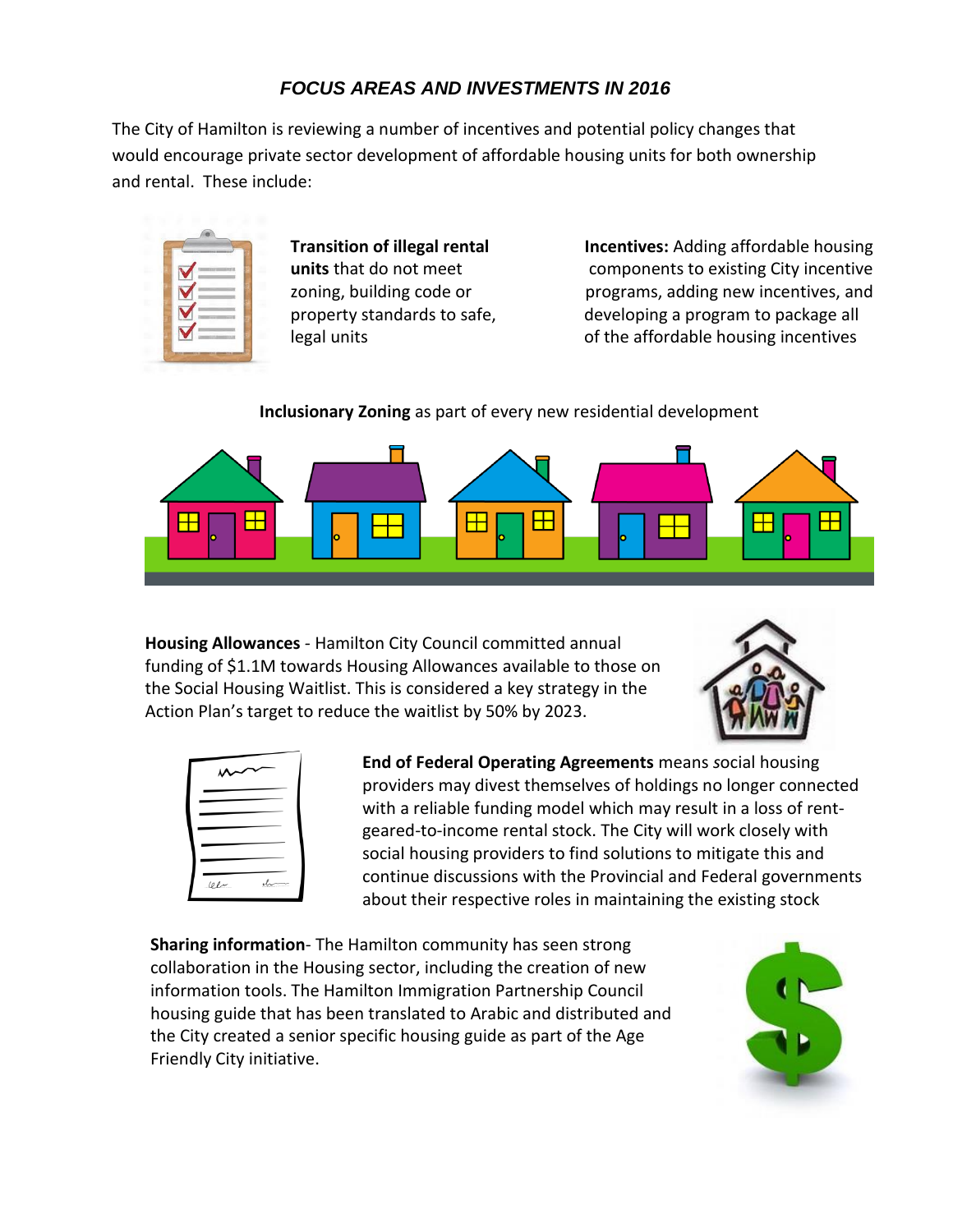## *FOCUS AREAS AND INVESTMENTS IN 2016*

The City of Hamilton is reviewing a number of incentives and potential policy changes that would encourage private sector development of affordable housing units for both ownership and rental. These include:

**Transition of illegal rental units** that do not meet zoning, building code or property standards to safe, legal units

**Incentives:** Adding affordable housing components to existing City incentive programs, adding new incentives, and developing a program to package all of the affordable housing incentives

**Inclusionary Zoning** as part of every new residential development

**Housing Allowances** - Hamilton City Council committed annual funding of $1.1M towards Housing Allowances available to those on the Social Housing Waitlist. This is considered a key strategy in the Action Plan's target to reduce the waitlist by 50% by 2023.

**End of Federal Operating Agreements** means *s*ocial housing providers may divest themselves of holdings no longer connected with a reliable funding model which may result in a loss of rent-geared-to-income rental stock. The City will work closely with social housing providers to find solutions to mitigate this and continue discussions with the Provincial and Federal governments about their respective roles in maintaining the existing stock

**Sharing information**- The Hamilton community has seen strong collaboration in the Housing sector, including the creation of new information tools. The Hamilton Immigration Partnership Council housing guide that has been translated to Arabic and distributed and the City created a senior specific housing guide as part of the Age Friendly City initiative.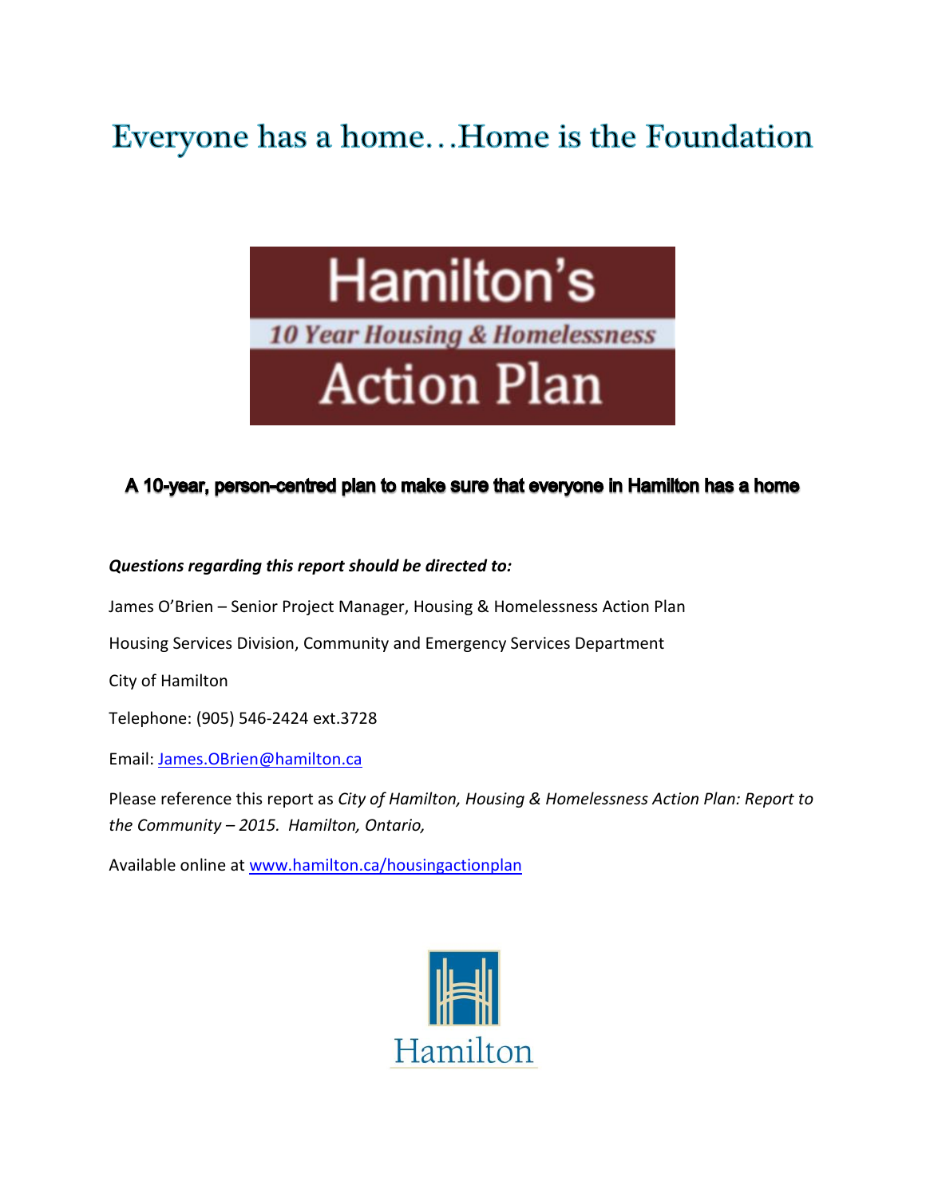# Everyone has a home…Home is the Foundation

Hamilton's

*10 Year Housing & Homelessness*

Action Plan

**A 10-year, person-centred plan to make sure that everyone in Hamilton has a home**

***Questions regarding this report should be directed to:***

James O'Brien – Senior Project Manager, Housing & Homelessness Action Plan

Housing Services Division, Community and Emergency Services Department

City of Hamilton

Telephone: (905) 546-2424 ext.3728

Email: James.OBrien@hamilton.ca

Please reference this report as *City of Hamilton, Housing & Homelessness Action Plan: Report to the Community – 2015. Hamilton, Ontario,*

Available online at www.hamilton.ca/housingactionplan

Hamilton